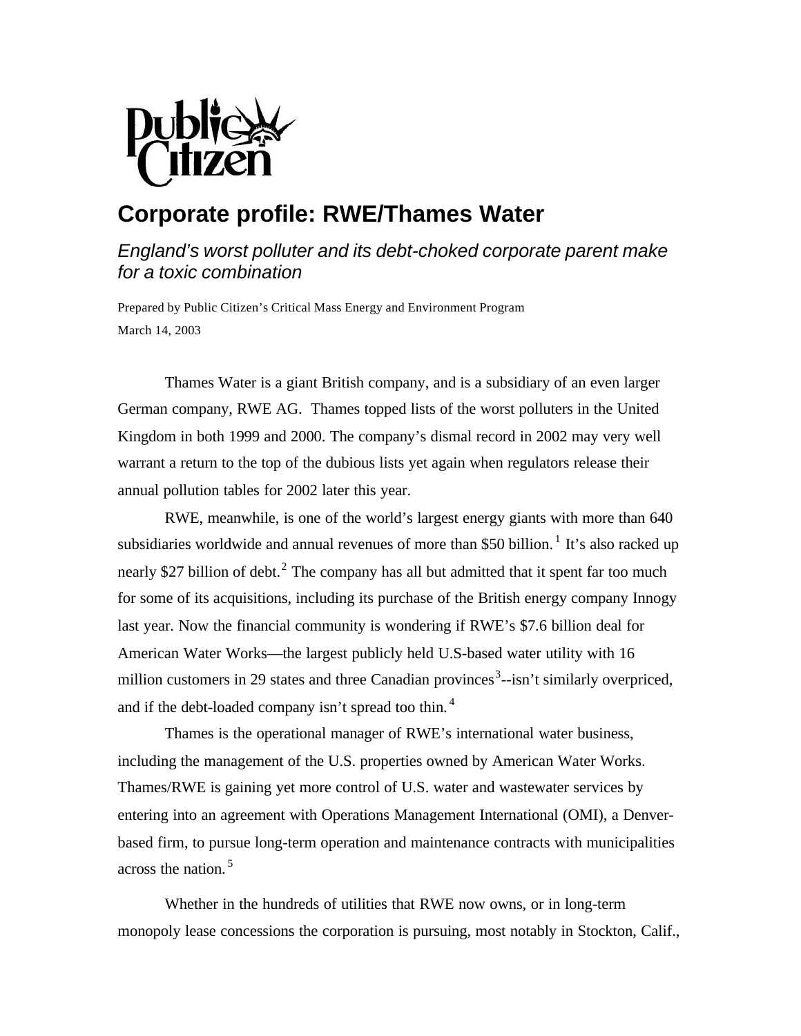Public Citizen

# Corporate profile: RWE/Thames Water

*England's worst polluter and its debt-choked corporate parent make for a toxic combination*

Prepared by Public Citizen's Critical Mass Energy and Environment Program
March 14, 2003

Thames Water is a giant British company, and is a subsidiary of an even larger German company, RWE AG. Thames topped lists of the worst polluters in the United Kingdom in both 1999 and 2000. The company's dismal record in 2002 may very well warrant a return to the top of the dubious lists yet again when regulators release their annual pollution tables for 2002 later this year.

RWE, meanwhile, is one of the world's largest energy giants with more than 640 subsidiaries worldwide and annual revenues of more than $50 billion.[1] It's also racked up nearly $27 billion of debt.[2] The company has all but admitted that it spent far too much for some of its acquisitions, including its purchase of the British energy company Innogy last year. Now the financial community is wondering if RWE's $7.6 billion deal for American Water Works—the largest publicly held U.S-based water utility with 16 million customers in 29 states and three Canadian provinces[3]--isn't similarly overpriced, and if the debt-loaded company isn't spread too thin.[4]

Thames is the operational manager of RWE's international water business, including the management of the U.S. properties owned by American Water Works. Thames/RWE is gaining yet more control of U.S. water and wastewater services by entering into an agreement with Operations Management International (OMI), a Denver-based firm, to pursue long-term operation and maintenance contracts with municipalities across the nation.[5]

Whether in the hundreds of utilities that RWE now owns, or in long-term monopoly lease concessions the corporation is pursuing, most notably in Stockton, Calif.,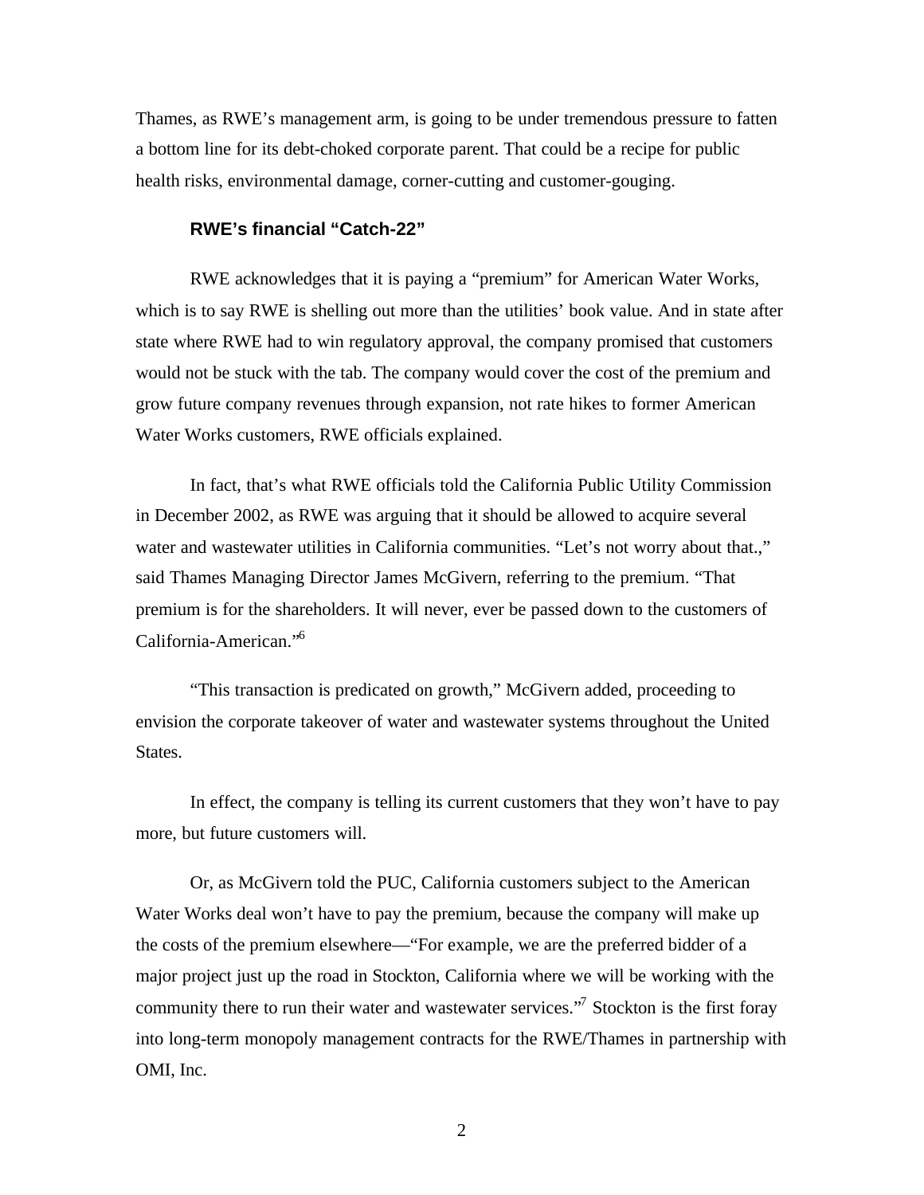Thames, as RWE's management arm, is going to be under tremendous pressure to fatten a bottom line for its debt-choked corporate parent. That could be a recipe for public health risks, environmental damage, corner-cutting and customer-gouging.

### RWE's financial "Catch-22"

RWE acknowledges that it is paying a "premium" for American Water Works, which is to say RWE is shelling out more than the utilities' book value. And in state after state where RWE had to win regulatory approval, the company promised that customers would not be stuck with the tab. The company would cover the cost of the premium and grow future company revenues through expansion, not rate hikes to former American Water Works customers, RWE officials explained.

In fact, that's what RWE officials told the California Public Utility Commission in December 2002, as RWE was arguing that it should be allowed to acquire several water and wastewater utilities in California communities. "Let's not worry about that.," said Thames Managing Director James McGivern, referring to the premium. "That premium is for the shareholders. It will never, ever be passed down to the customers of California-American."[6]

"This transaction is predicated on growth," McGivern added, proceeding to envision the corporate takeover of water and wastewater systems throughout the United States.

In effect, the company is telling its current customers that they won't have to pay more, but future customers will.

Or, as McGivern told the PUC, California customers subject to the American Water Works deal won't have to pay the premium, because the company will make up the costs of the premium elsewhere—"For example, we are the preferred bidder of a major project just up the road in Stockton, California where we will be working with the community there to run their water and wastewater services."[7] Stockton is the first foray into long-term monopoly management contracts for the RWE/Thames in partnership with OMI, Inc.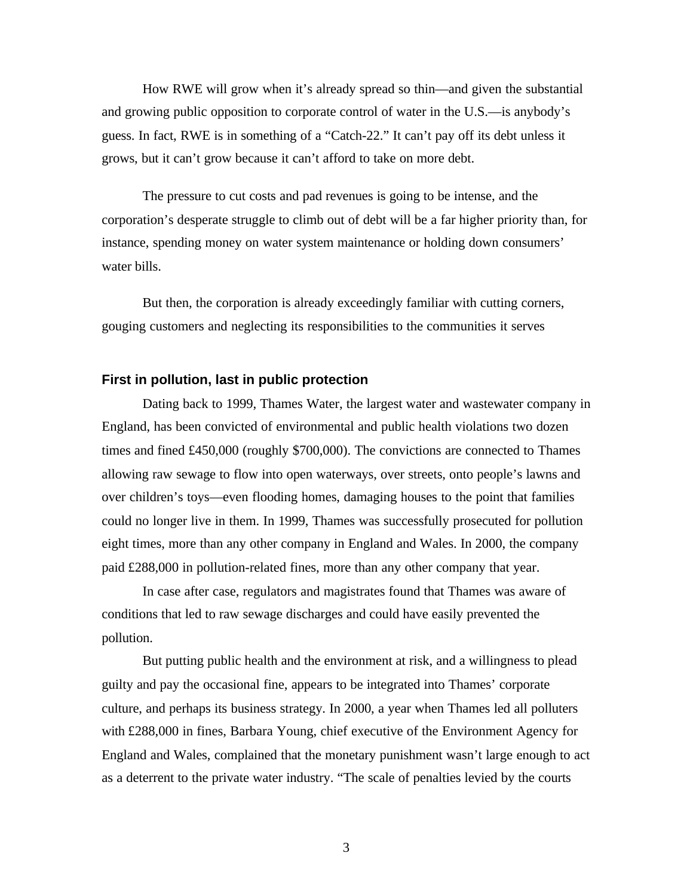How RWE will grow when it's already spread so thin—and given the substantial and growing public opposition to corporate control of water in the U.S.—is anybody's guess. In fact, RWE is in something of a "Catch-22." It can't pay off its debt unless it grows, but it can't grow because it can't afford to take on more debt.

The pressure to cut costs and pad revenues is going to be intense, and the corporation's desperate struggle to climb out of debt will be a far higher priority than, for instance, spending money on water system maintenance or holding down consumers' water bills.

But then, the corporation is already exceedingly familiar with cutting corners, gouging customers and neglecting its responsibilities to the communities it serves

### First in pollution, last in public protection

Dating back to 1999, Thames Water, the largest water and wastewater company in England, has been convicted of environmental and public health violations two dozen times and fined £450,000 (roughly $700,000). The convictions are connected to Thames allowing raw sewage to flow into open waterways, over streets, onto people's lawns and over children's toys—even flooding homes, damaging houses to the point that families could no longer live in them. In 1999, Thames was successfully prosecuted for pollution eight times, more than any other company in England and Wales. In 2000, the company paid £288,000 in pollution-related fines, more than any other company that year.

In case after case, regulators and magistrates found that Thames was aware of conditions that led to raw sewage discharges and could have easily prevented the pollution.

But putting public health and the environment at risk, and a willingness to plead guilty and pay the occasional fine, appears to be integrated into Thames' corporate culture, and perhaps its business strategy. In 2000, a year when Thames led all polluters with £288,000 in fines, Barbara Young, chief executive of the Environment Agency for England and Wales, complained that the monetary punishment wasn't large enough to act as a deterrent to the private water industry. "The scale of penalties levied by the courts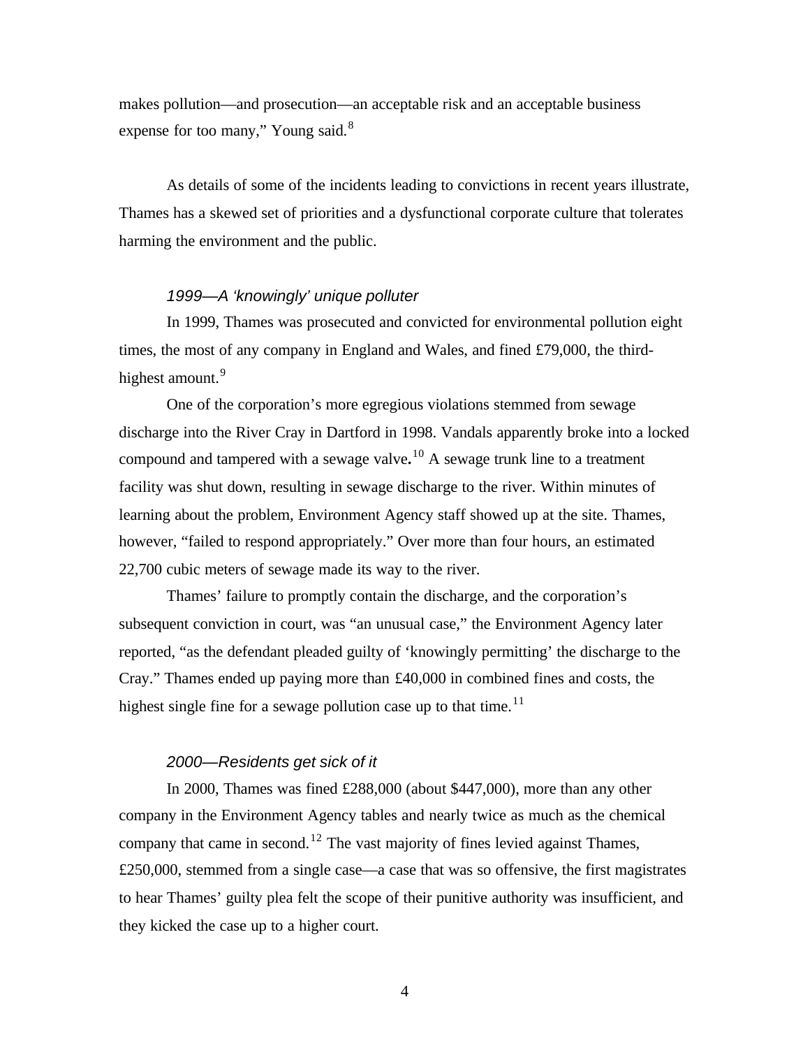makes pollution—and prosecution—an acceptable risk and an acceptable business expense for too many," Young said.[8]

As details of some of the incidents leading to convictions in recent years illustrate, Thames has a skewed set of priorities and a dysfunctional corporate culture that tolerates harming the environment and the public.

### *1999—A 'knowingly' unique polluter*

In 1999, Thames was prosecuted and convicted for environmental pollution eight times, the most of any company in England and Wales, and fined £79,000, the third-highest amount.[9]

One of the corporation's more egregious violations stemmed from sewage discharge into the River Cray in Dartford in 1998. Vandals apparently broke into a locked compound and tampered with a sewage valve**.**[10] A sewage trunk line to a treatment facility was shut down, resulting in sewage discharge to the river. Within minutes of learning about the problem, Environment Agency staff showed up at the site. Thames, however, "failed to respond appropriately." Over more than four hours, an estimated 22,700 cubic meters of sewage made its way to the river.

Thames' failure to promptly contain the discharge, and the corporation's subsequent conviction in court, was "an unusual case," the Environment Agency later reported, "as the defendant pleaded guilty of 'knowingly permitting' the discharge to the Cray." Thames ended up paying more than £40,000 in combined fines and costs, the highest single fine for a sewage pollution case up to that time.[11]

### *2000—Residents get sick of it*

In 2000, Thames was fined £288,000 (about $447,000), more than any other company in the Environment Agency tables and nearly twice as much as the chemical company that came in second.[12] The vast majority of fines levied against Thames, £250,000, stemmed from a single case—a case that was so offensive, the first magistrates to hear Thames' guilty plea felt the scope of their punitive authority was insufficient, and they kicked the case up to a higher court.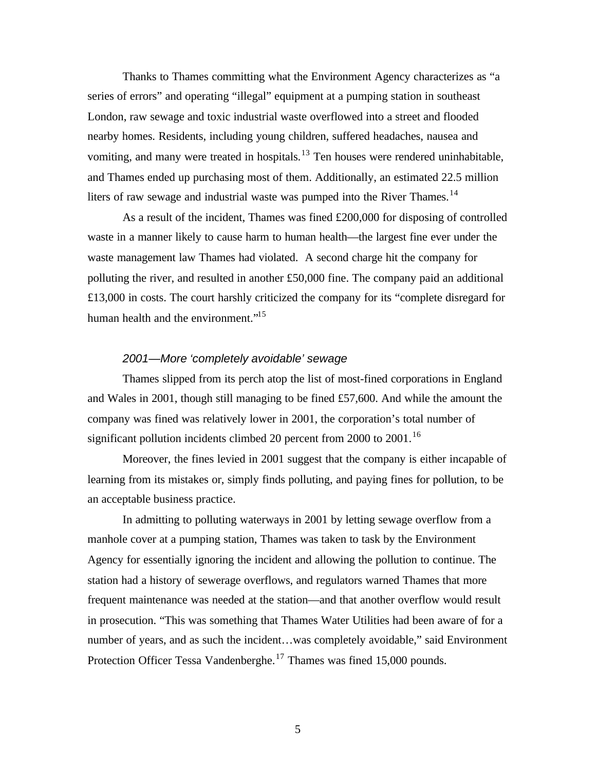Thanks to Thames committing what the Environment Agency characterizes as "a series of errors" and operating "illegal" equipment at a pumping station in southeast London, raw sewage and toxic industrial waste overflowed into a street and flooded nearby homes. Residents, including young children, suffered headaches, nausea and vomiting, and many were treated in hospitals.[13] Ten houses were rendered uninhabitable, and Thames ended up purchasing most of them. Additionally, an estimated 22.5 million liters of raw sewage and industrial waste was pumped into the River Thames.[14]

As a result of the incident, Thames was fined £200,000 for disposing of controlled waste in a manner likely to cause harm to human health—the largest fine ever under the waste management law Thames had violated. A second charge hit the company for polluting the river, and resulted in another £50,000 fine. The company paid an additional £13,000 in costs. The court harshly criticized the company for its "complete disregard for human health and the environment."[15]

### *2001—More 'completely avoidable' sewage*

Thames slipped from its perch atop the list of most-fined corporations in England and Wales in 2001, though still managing to be fined £57,600. And while the amount the company was fined was relatively lower in 2001, the corporation's total number of significant pollution incidents climbed 20 percent from 2000 to 2001.[16]

Moreover, the fines levied in 2001 suggest that the company is either incapable of learning from its mistakes or, simply finds polluting, and paying fines for pollution, to be an acceptable business practice.

In admitting to polluting waterways in 2001 by letting sewage overflow from a manhole cover at a pumping station, Thames was taken to task by the Environment Agency for essentially ignoring the incident and allowing the pollution to continue. The station had a history of sewerage overflows, and regulators warned Thames that more frequent maintenance was needed at the station—and that another overflow would result in prosecution. "This was something that Thames Water Utilities had been aware of for a number of years, and as such the incident…was completely avoidable," said Environment Protection Officer Tessa Vandenberghe.[17] Thames was fined 15,000 pounds.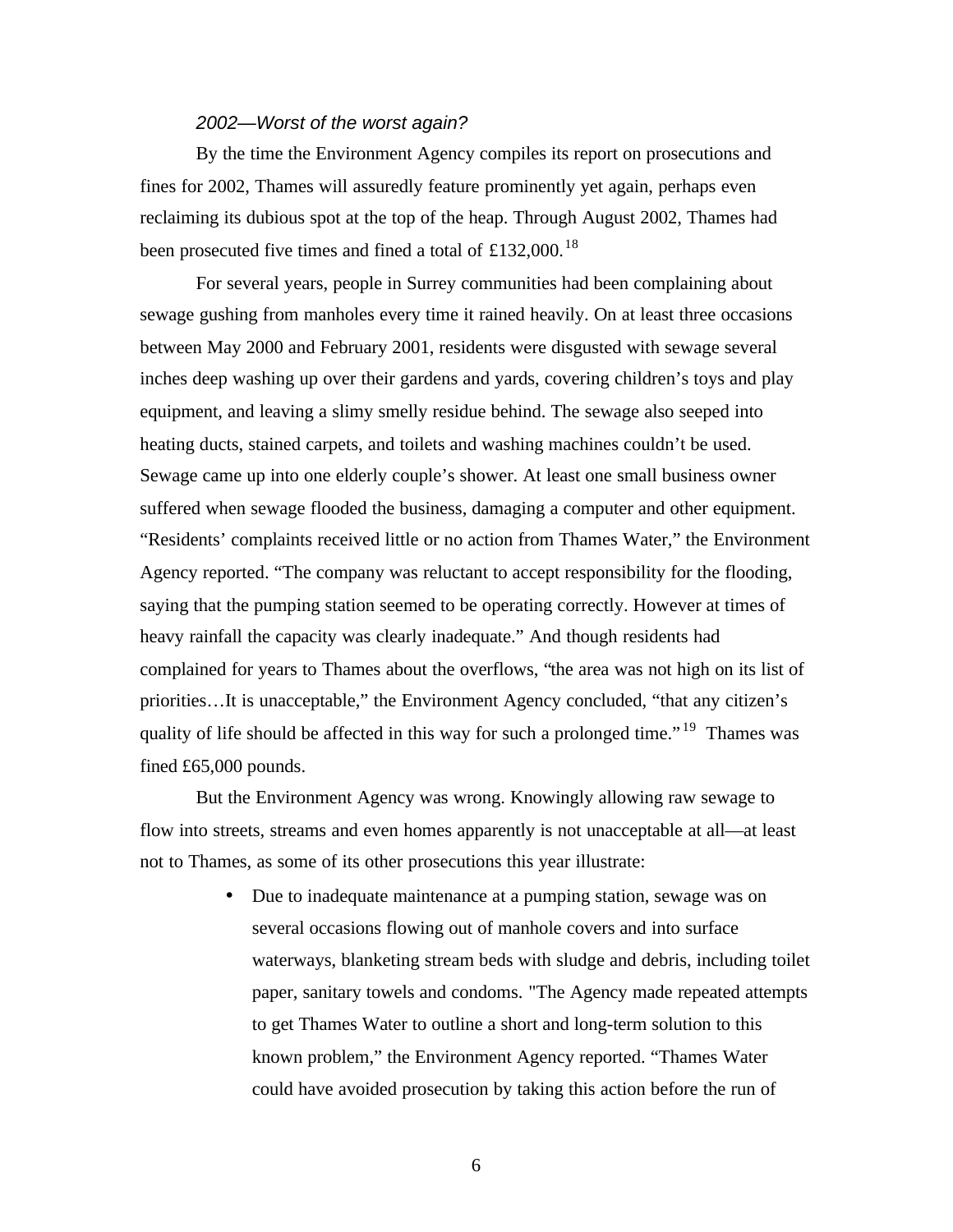*2002—Worst of the worst again?*

By the time the Environment Agency compiles its report on prosecutions and fines for 2002, Thames will assuredly feature prominently yet again, perhaps even reclaiming its dubious spot at the top of the heap. Through August 2002, Thames had been prosecuted five times and fined a total of £132,000.[18]

For several years, people in Surrey communities had been complaining about sewage gushing from manholes every time it rained heavily. On at least three occasions between May 2000 and February 2001, residents were disgusted with sewage several inches deep washing up over their gardens and yards, covering children's toys and play equipment, and leaving a slimy smelly residue behind. The sewage also seeped into heating ducts, stained carpets, and toilets and washing machines couldn't be used. Sewage came up into one elderly couple's shower. At least one small business owner suffered when sewage flooded the business, damaging a computer and other equipment. "Residents' complaints received little or no action from Thames Water," the Environment Agency reported. "The company was reluctant to accept responsibility for the flooding, saying that the pumping station seemed to be operating correctly. However at times of heavy rainfall the capacity was clearly inadequate." And though residents had complained for years to Thames about the overflows, "the area was not high on its list of priorities…It is unacceptable," the Environment Agency concluded, "that any citizen's quality of life should be affected in this way for such a prolonged time."[19] Thames was fined £65,000 pounds.

But the Environment Agency was wrong. Knowingly allowing raw sewage to flow into streets, streams and even homes apparently is not unacceptable at all—at least not to Thames, as some of its other prosecutions this year illustrate:

- Due to inadequate maintenance at a pumping station, sewage was on several occasions flowing out of manhole covers and into surface waterways, blanketing stream beds with sludge and debris, including toilet paper, sanitary towels and condoms. "The Agency made repeated attempts to get Thames Water to outline a short and long-term solution to this known problem," the Environment Agency reported. "Thames Water could have avoided prosecution by taking this action before the run of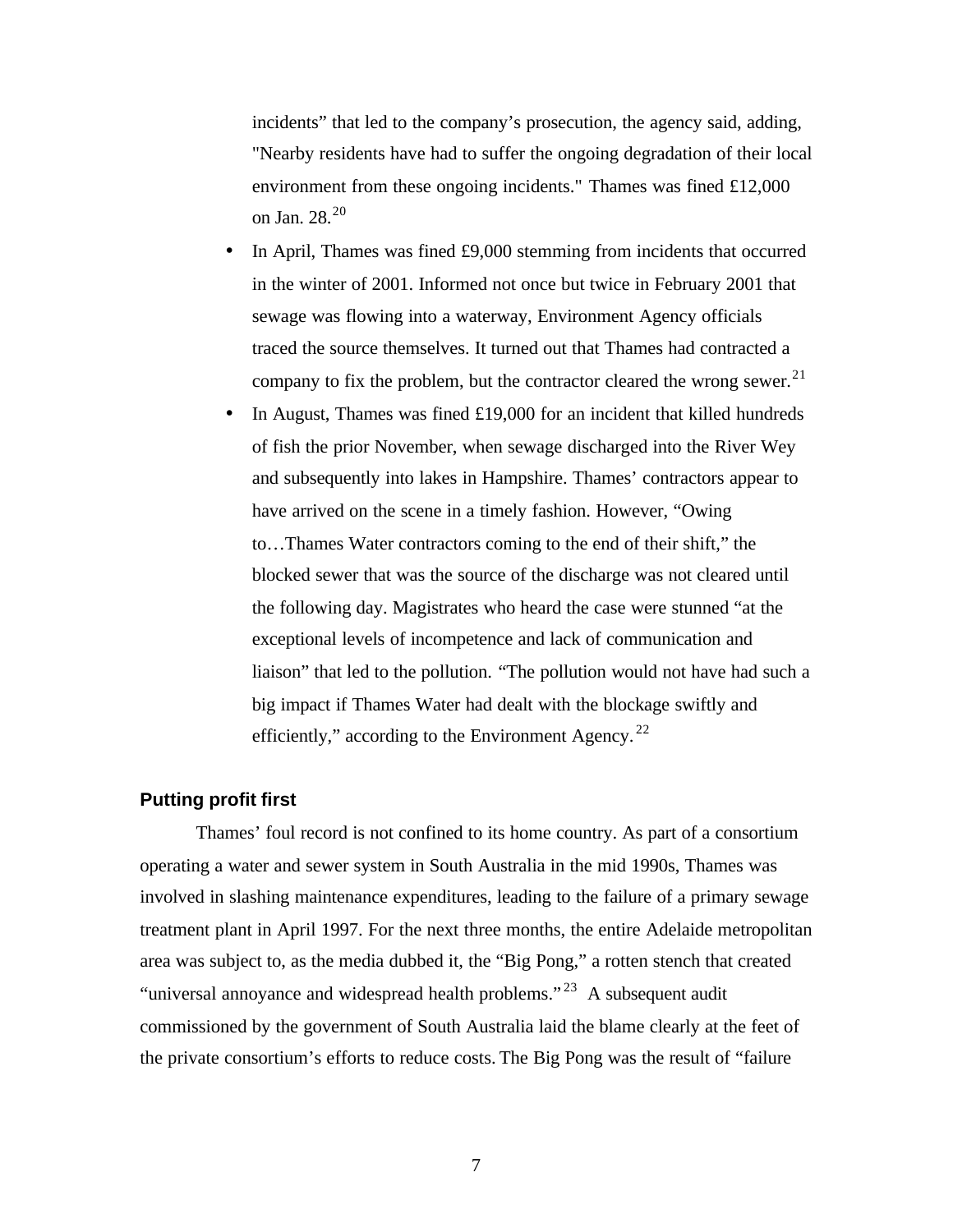incidents" that led to the company's prosecution, the agency said, adding, "Nearby residents have had to suffer the ongoing degradation of their local environment from these ongoing incidents." Thames was fined £12,000 on Jan. 28.[20]

- In April, Thames was fined £9,000 stemming from incidents that occurred in the winter of 2001. Informed not once but twice in February 2001 that sewage was flowing into a waterway, Environment Agency officials traced the source themselves. It turned out that Thames had contracted a company to fix the problem, but the contractor cleared the wrong sewer.[21]
- In August, Thames was fined £19,000 for an incident that killed hundreds of fish the prior November, when sewage discharged into the River Wey and subsequently into lakes in Hampshire. Thames' contractors appear to have arrived on the scene in a timely fashion. However, "Owing to…Thames Water contractors coming to the end of their shift," the blocked sewer that was the source of the discharge was not cleared until the following day. Magistrates who heard the case were stunned "at the exceptional levels of incompetence and lack of communication and liaison" that led to the pollution. "The pollution would not have had such a big impact if Thames Water had dealt with the blockage swiftly and efficiently," according to the Environment Agency.[22]

### Putting profit first

Thames' foul record is not confined to its home country. As part of a consortium operating a water and sewer system in South Australia in the mid 1990s, Thames was involved in slashing maintenance expenditures, leading to the failure of a primary sewage treatment plant in April 1997. For the next three months, the entire Adelaide metropolitan area was subject to, as the media dubbed it, the "Big Pong," a rotten stench that created "universal annoyance and widespread health problems."[23] A subsequent audit commissioned by the government of South Australia laid the blame clearly at the feet of the private consortium's efforts to reduce costs. The Big Pong was the result of "failure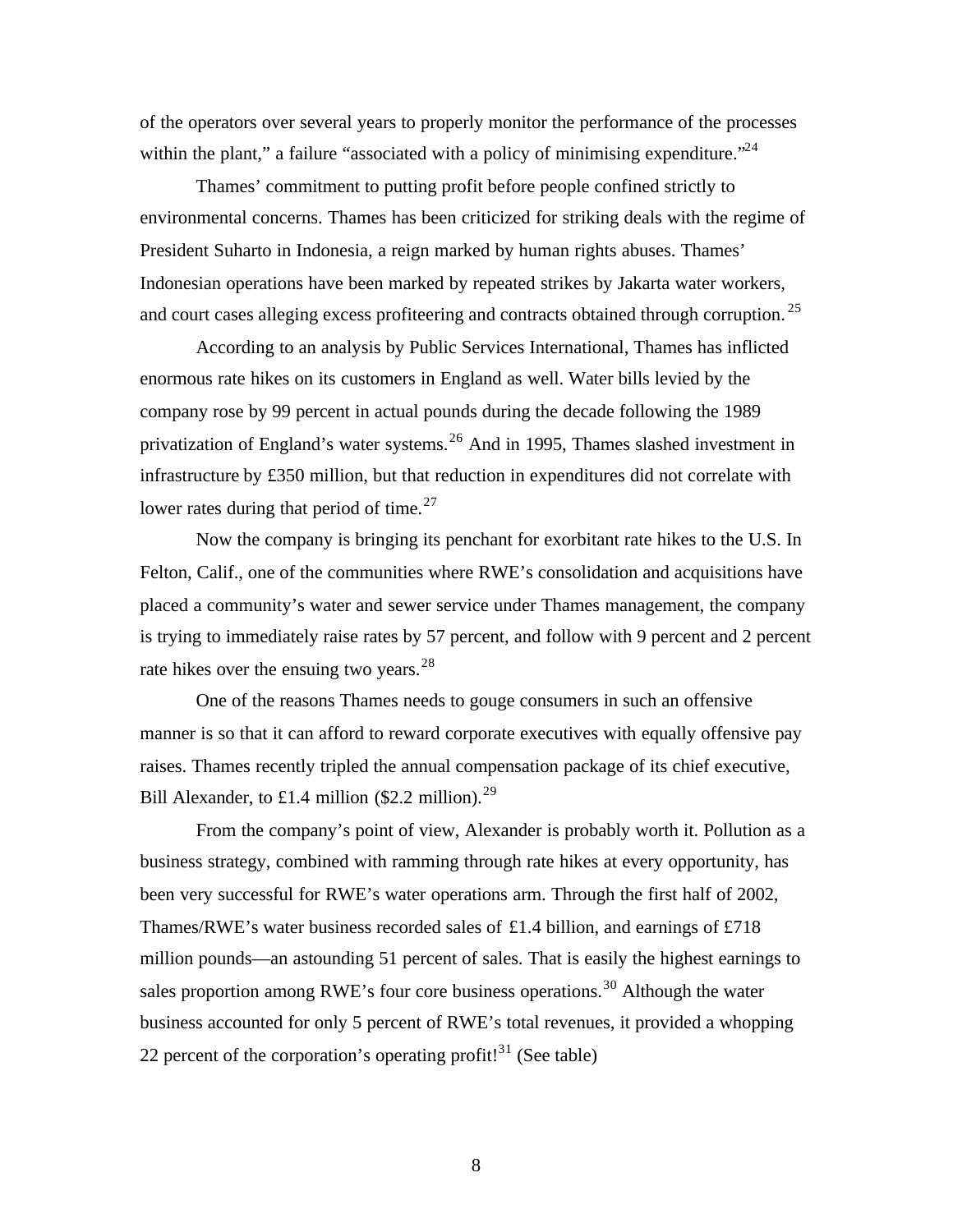of the operators over several years to properly monitor the performance of the processes within the plant," a failure "associated with a policy of minimising expenditure."[24]

Thames' commitment to putting profit before people confined strictly to environmental concerns. Thames has been criticized for striking deals with the regime of President Suharto in Indonesia, a reign marked by human rights abuses. Thames' Indonesian operations have been marked by repeated strikes by Jakarta water workers, and court cases alleging excess profiteering and contracts obtained through corruption.[25]

According to an analysis by Public Services International, Thames has inflicted enormous rate hikes on its customers in England as well. Water bills levied by the company rose by 99 percent in actual pounds during the decade following the 1989 privatization of England's water systems.[26] And in 1995, Thames slashed investment in infrastructure by £350 million, but that reduction in expenditures did not correlate with lower rates during that period of time.[27]

Now the company is bringing its penchant for exorbitant rate hikes to the U.S. In Felton, Calif., one of the communities where RWE's consolidation and acquisitions have placed a community's water and sewer service under Thames management, the company is trying to immediately raise rates by 57 percent, and follow with 9 percent and 2 percent rate hikes over the ensuing two years.[28]

One of the reasons Thames needs to gouge consumers in such an offensive manner is so that it can afford to reward corporate executives with equally offensive pay raises. Thames recently tripled the annual compensation package of its chief executive, Bill Alexander, to £1.4 million ($2.2 million).[29]

From the company's point of view, Alexander is probably worth it. Pollution as a business strategy, combined with ramming through rate hikes at every opportunity, has been very successful for RWE's water operations arm. Through the first half of 2002, Thames/RWE's water business recorded sales of £1.4 billion, and earnings of £718 million pounds—an astounding 51 percent of sales. That is easily the highest earnings to sales proportion among RWE's four core business operations.[30] Although the water business accounted for only 5 percent of RWE's total revenues, it provided a whopping 22 percent of the corporation's operating profit![31] (See table)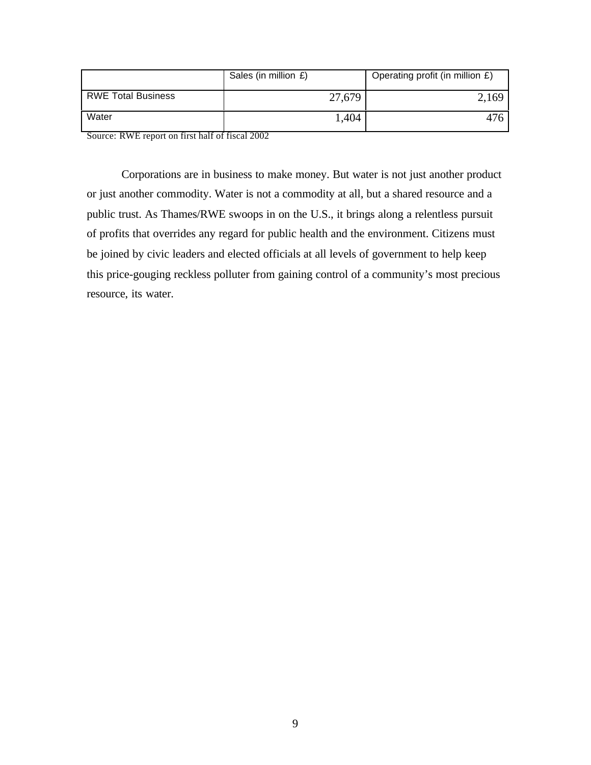| | Sales (in million £) | Operating profit (in million £) |
|---|---|---|
| RWE Total Business | 27,679 | 2,169 |
| Water | 1,404 | 476 |

Source: RWE report on first half of fiscal 2002

Corporations are in business to make money. But water is not just another product or just another commodity. Water is not a commodity at all, but a shared resource and a public trust. As Thames/RWE swoops in on the U.S., it brings along a relentless pursuit of profits that overrides any regard for public health and the environment. Citizens must be joined by civic leaders and elected officials at all levels of government to help keep this price-gouging reckless polluter from gaining control of a community's most precious resource, its water.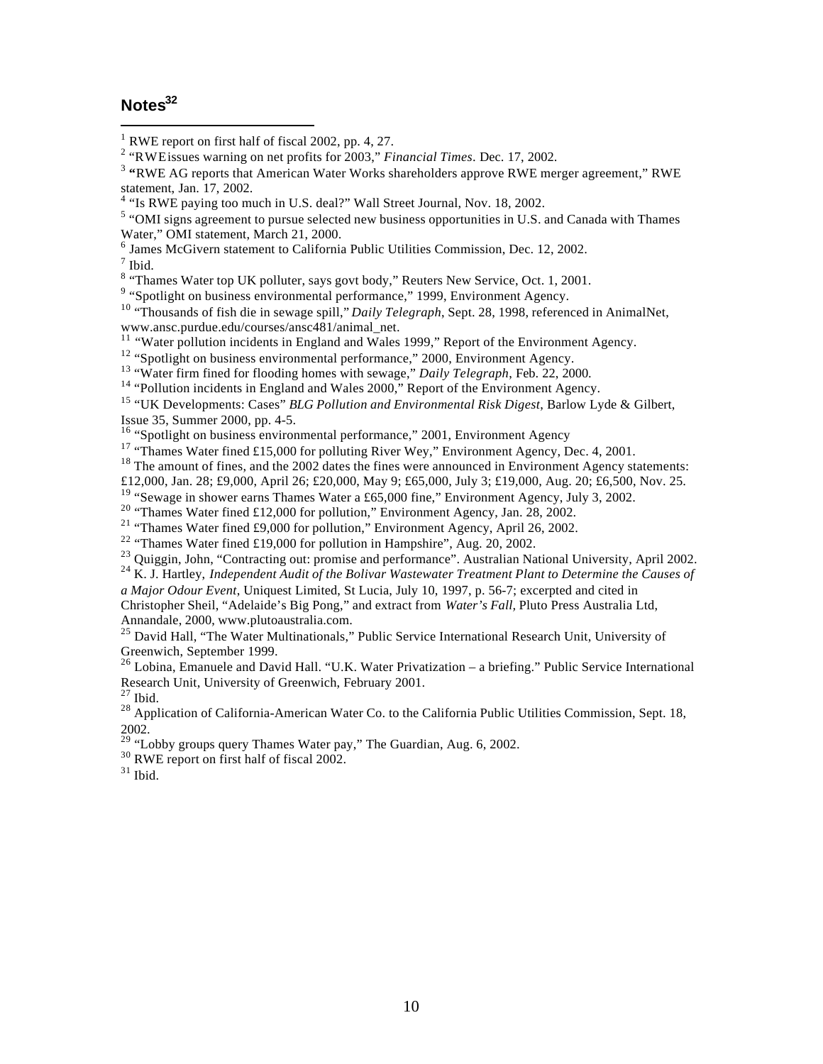## Notes[32]

[1] RWE report on first half of fiscal 2002, pp. 4, 27.

[2] "RWE issues warning on net profits for 2003," *Financial Times*. Dec. 17, 2002.

[3] "RWE AG reports that American Water Works shareholders approve RWE merger agreement," RWE statement, Jan. 17, 2002.

[4] "Is RWE paying too much in U.S. deal?" Wall Street Journal, Nov. 18, 2002.

[5] "OMI signs agreement to pursue selected new business opportunities in U.S. and Canada with Thames Water," OMI statement, March 21, 2000.

[6] James McGivern statement to California Public Utilities Commission, Dec. 12, 2002.

[7] Ibid.

[8] "Thames Water top UK polluter, says govt body," Reuters New Service, Oct. 1, 2001.

[9] "Spotlight on business environmental performance," 1999, Environment Agency.

[10] "Thousands of fish die in sewage spill," *Daily Telegraph*, Sept. 28, 1998, referenced in AnimalNet, www.ansc.purdue.edu/courses/ansc481/animal_net.

[11] "Water pollution incidents in England and Wales 1999," Report of the Environment Agency.

[12] "Spotlight on business environmental performance," 2000, Environment Agency.

[13] "Water firm fined for flooding homes with sewage," *Daily Telegraph*, Feb. 22, 2000.

[14] "Pollution incidents in England and Wales 2000," Report of the Environment Agency.

[15] "UK Developments: Cases" *BLG Pollution and Environmental Risk Digest*, Barlow Lyde & Gilbert, Issue 35, Summer 2000, pp. 4-5.

[16] "Spotlight on business environmental performance," 2001, Environment Agency

[17] "Thames Water fined £15,000 for polluting River Wey," Environment Agency, Dec. 4, 2001.

[18] The amount of fines, and the 2002 dates the fines were announced in Environment Agency statements: £12,000, Jan. 28; £9,000, April 26; £20,000, May 9; £65,000, July 3; £19,000, Aug. 20; £6,500, Nov. 25.

[19] "Sewage in shower earns Thames Water a £65,000 fine," Environment Agency, July 3, 2002.

[20] "Thames Water fined £12,000 for pollution," Environment Agency, Jan. 28, 2002.

[21] "Thames Water fined £9,000 for pollution," Environment Agency, April 26, 2002.

[22] "Thames Water fined £19,000 for pollution in Hampshire", Aug. 20, 2002.

[23] Quiggin, John, "Contracting out: promise and performance". Australian National University, April 2002.

[24] K. J. Hartley, *Independent Audit of the Bolivar Wastewater Treatment Plant to Determine the Causes of a Major Odour Event*, Uniquest Limited, St Lucia, July 10, 1997, p. 56-7; excerpted and cited in Christopher Sheil, "Adelaide's Big Pong," and extract from *Water's Fall*, Pluto Press Australia Ltd, Annandale, 2000, www.plutoaustralia.com.

[25] David Hall, "The Water Multinationals," Public Service International Research Unit, University of Greenwich, September 1999.

[26] Lobina, Emanuele and David Hall. "U.K. Water Privatization – a briefing." Public Service International Research Unit, University of Greenwich, February 2001.

[27] Ibid.

[28] Application of California-American Water Co. to the California Public Utilities Commission, Sept. 18, 2002.

[29] "Lobby groups query Thames Water pay," The Guardian, Aug. 6, 2002.

[30] RWE report on first half of fiscal 2002.

[31] Ibid.